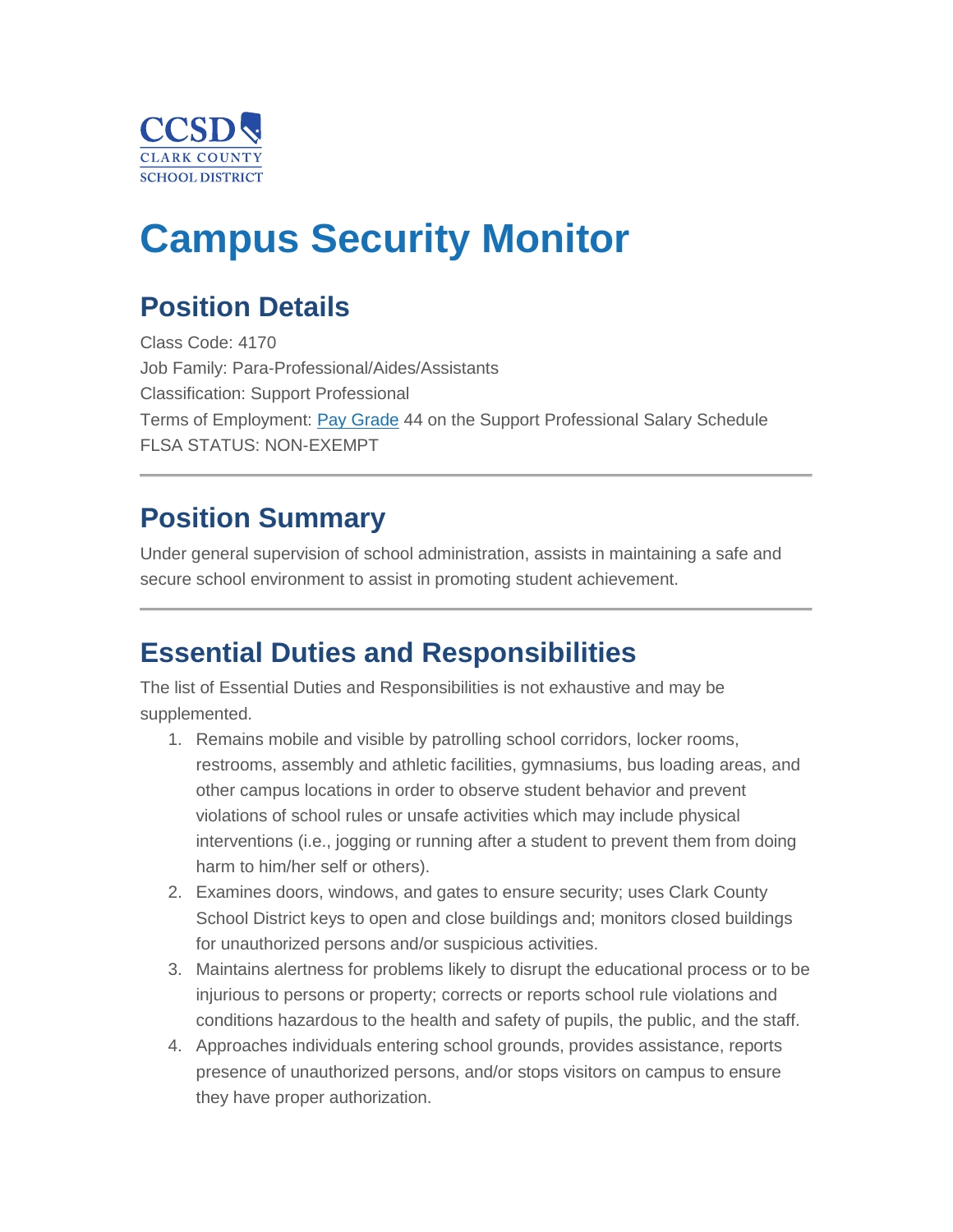CCSD
CLARK COUNTY
SCHOOL DISTRICT

# Campus Security Monitor

## Position Details

Class Code: 4170
Job Family: Para-Professional/Aides/Assistants
Classification: Support Professional
Terms of Employment: Pay Grade 44 on the Support Professional Salary Schedule
FLSA STATUS: NON-EXEMPT

---

## Position Summary

Under general supervision of school administration, assists in maintaining a safe and secure school environment to assist in promoting student achievement.

---

## Essential Duties and Responsibilities

The list of Essential Duties and Responsibilities is not exhaustive and may be supplemented.

1. Remains mobile and visible by patrolling school corridors, locker rooms, restrooms, assembly and athletic facilities, gymnasiums, bus loading areas, and other campus locations in order to observe student behavior and prevent violations of school rules or unsafe activities which may include physical interventions (i.e., jogging or running after a student to prevent them from doing harm to him/her self or others).
2. Examines doors, windows, and gates to ensure security; uses Clark County School District keys to open and close buildings and; monitors closed buildings for unauthorized persons and/or suspicious activities.
3. Maintains alertness for problems likely to disrupt the educational process or to be injurious to persons or property; corrects or reports school rule violations and conditions hazardous to the health and safety of pupils, the public, and the staff.
4. Approaches individuals entering school grounds, provides assistance, reports presence of unauthorized persons, and/or stops visitors on campus to ensure they have proper authorization.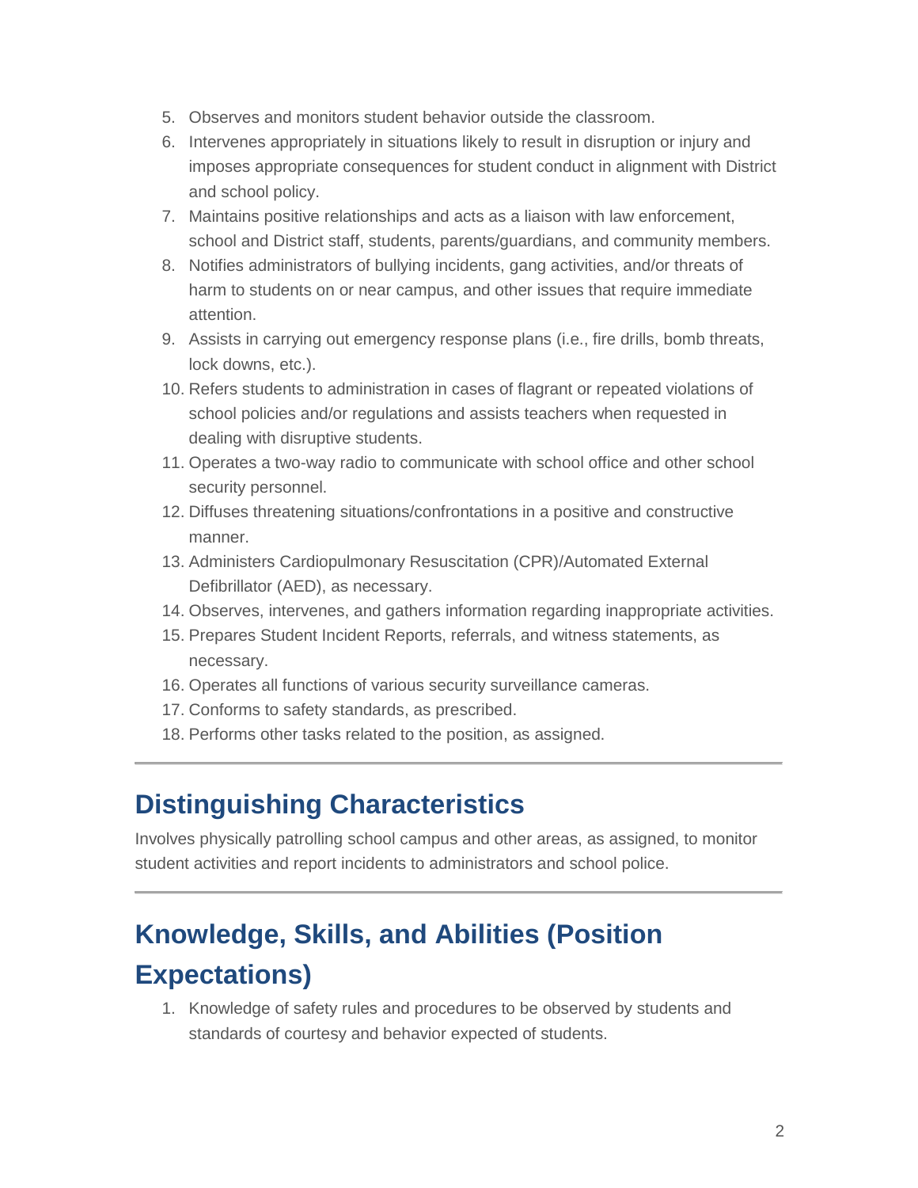5. Observes and monitors student behavior outside the classroom.
6. Intervenes appropriately in situations likely to result in disruption or injury and imposes appropriate consequences for student conduct in alignment with District and school policy.
7. Maintains positive relationships and acts as a liaison with law enforcement, school and District staff, students, parents/guardians, and community members.
8. Notifies administrators of bullying incidents, gang activities, and/or threats of harm to students on or near campus, and other issues that require immediate attention.
9. Assists in carrying out emergency response plans (i.e., fire drills, bomb threats, lock downs, etc.).
10. Refers students to administration in cases of flagrant or repeated violations of school policies and/or regulations and assists teachers when requested in dealing with disruptive students.
11. Operates a two-way radio to communicate with school office and other school security personnel.
12. Diffuses threatening situations/confrontations in a positive and constructive manner.
13. Administers Cardiopulmonary Resuscitation (CPR)/Automated External Defibrillator (AED), as necessary.
14. Observes, intervenes, and gathers information regarding inappropriate activities.
15. Prepares Student Incident Reports, referrals, and witness statements, as necessary.
16. Operates all functions of various security surveillance cameras.
17. Conforms to safety standards, as prescribed.
18. Performs other tasks related to the position, as assigned.

---

## Distinguishing Characteristics

Involves physically patrolling school campus and other areas, as assigned, to monitor student activities and report incidents to administrators and school police.

---

## Knowledge, Skills, and Abilities (Position Expectations)

1. Knowledge of safety rules and procedures to be observed by students and standards of courtesy and behavior expected of students.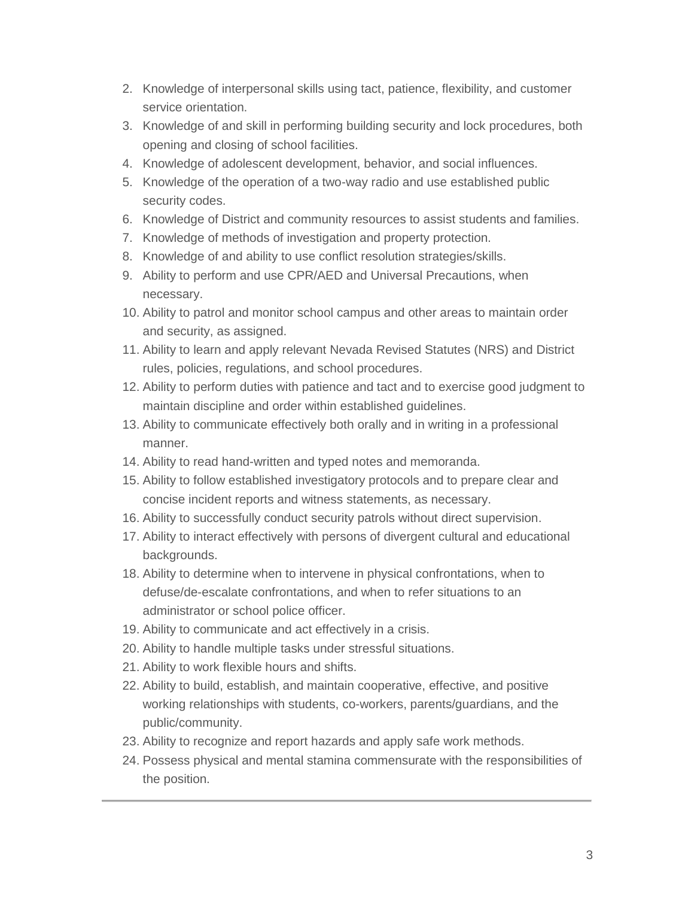2. Knowledge of interpersonal skills using tact, patience, flexibility, and customer service orientation.
3. Knowledge of and skill in performing building security and lock procedures, both opening and closing of school facilities.
4. Knowledge of adolescent development, behavior, and social influences.
5. Knowledge of the operation of a two-way radio and use established public security codes.
6. Knowledge of District and community resources to assist students and families.
7. Knowledge of methods of investigation and property protection.
8. Knowledge of and ability to use conflict resolution strategies/skills.
9. Ability to perform and use CPR/AED and Universal Precautions, when necessary.
10. Ability to patrol and monitor school campus and other areas to maintain order and security, as assigned.
11. Ability to learn and apply relevant Nevada Revised Statutes (NRS) and District rules, policies, regulations, and school procedures.
12. Ability to perform duties with patience and tact and to exercise good judgment to maintain discipline and order within established guidelines.
13. Ability to communicate effectively both orally and in writing in a professional manner.
14. Ability to read hand-written and typed notes and memoranda.
15. Ability to follow established investigatory protocols and to prepare clear and concise incident reports and witness statements, as necessary.
16. Ability to successfully conduct security patrols without direct supervision.
17. Ability to interact effectively with persons of divergent cultural and educational backgrounds.
18. Ability to determine when to intervene in physical confrontations, when to defuse/de-escalate confrontations, and when to refer situations to an administrator or school police officer.
19. Ability to communicate and act effectively in a crisis.
20. Ability to handle multiple tasks under stressful situations.
21. Ability to work flexible hours and shifts.
22. Ability to build, establish, and maintain cooperative, effective, and positive working relationships with students, co-workers, parents/guardians, and the public/community.
23. Ability to recognize and report hazards and apply safe work methods.
24. Possess physical and mental stamina commensurate with the responsibilities of the position.

---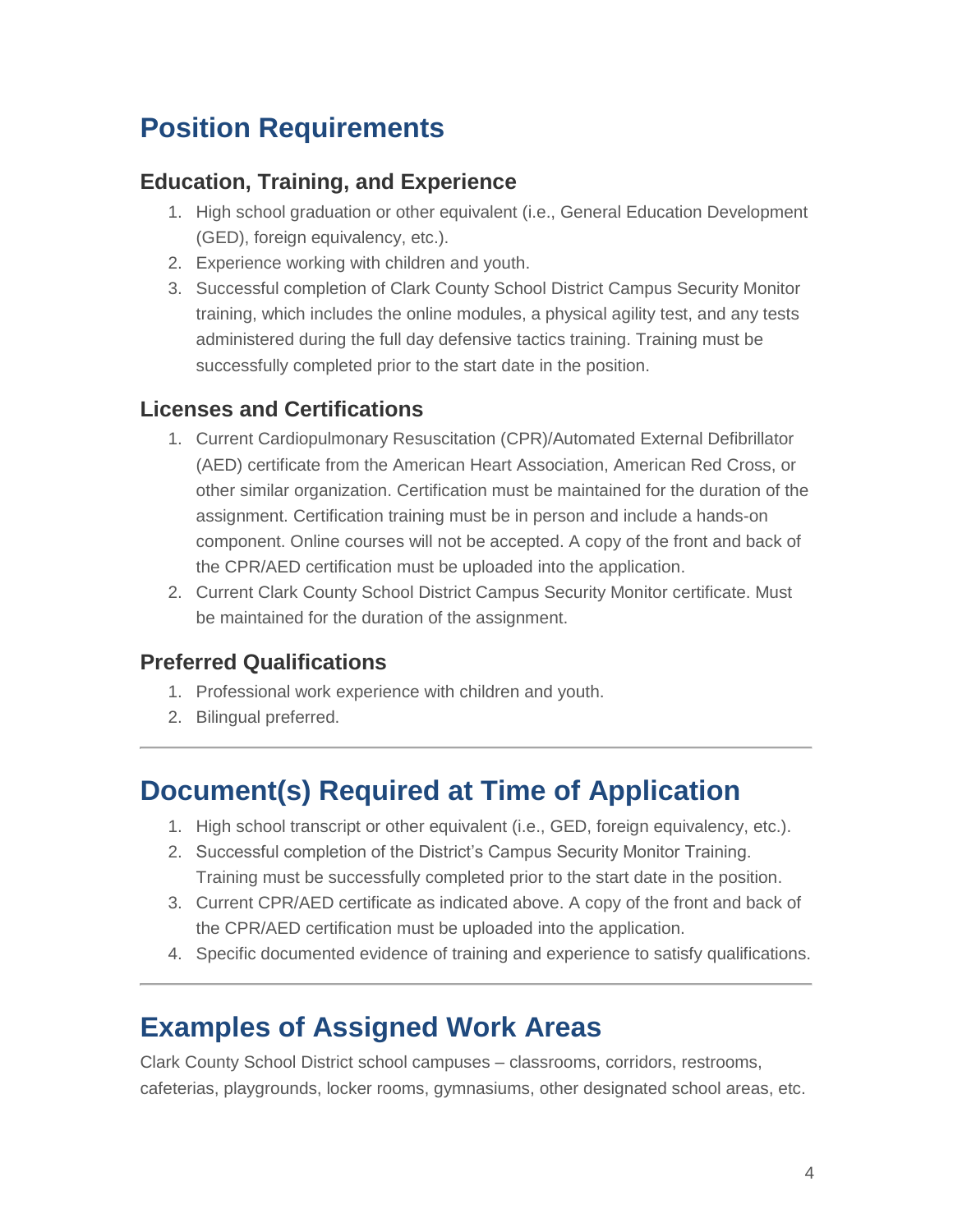## Position Requirements

### Education, Training, and Experience

1. High school graduation or other equivalent (i.e., General Education Development (GED), foreign equivalency, etc.).
2. Experience working with children and youth.
3. Successful completion of Clark County School District Campus Security Monitor training, which includes the online modules, a physical agility test, and any tests administered during the full day defensive tactics training. Training must be successfully completed prior to the start date in the position.

### Licenses and Certifications

1. Current Cardiopulmonary Resuscitation (CPR)/Automated External Defibrillator (AED) certificate from the American Heart Association, American Red Cross, or other similar organization. Certification must be maintained for the duration of the assignment. Certification training must be in person and include a hands-on component. Online courses will not be accepted. A copy of the front and back of the CPR/AED certification must be uploaded into the application.
2. Current Clark County School District Campus Security Monitor certificate. Must be maintained for the duration of the assignment.

### Preferred Qualifications

1. Professional work experience with children and youth.
2. Bilingual preferred.

---

## Document(s) Required at Time of Application

1. High school transcript or other equivalent (i.e., GED, foreign equivalency, etc.).
2. Successful completion of the District's Campus Security Monitor Training. Training must be successfully completed prior to the start date in the position.
3. Current CPR/AED certificate as indicated above. A copy of the front and back of the CPR/AED certification must be uploaded into the application.
4. Specific documented evidence of training and experience to satisfy qualifications.

---

## Examples of Assigned Work Areas

Clark County School District school campuses – classrooms, corridors, restrooms, cafeterias, playgrounds, locker rooms, gymnasiums, other designated school areas, etc.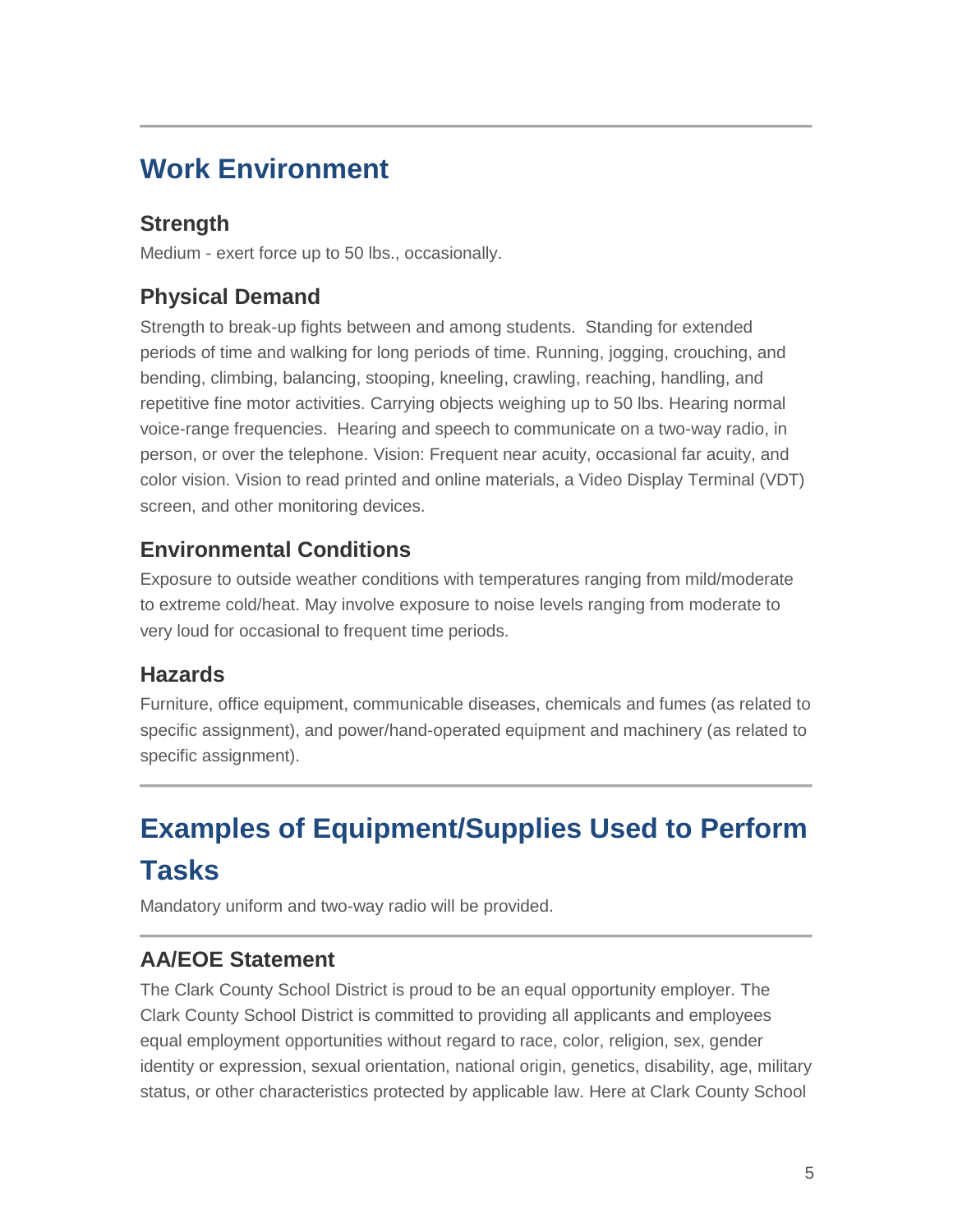## Work Environment

### Strength

Medium - exert force up to 50 lbs., occasionally.

### Physical Demand

Strength to break-up fights between and among students. Standing for extended periods of time and walking for long periods of time. Running, jogging, crouching, and bending, climbing, balancing, stooping, kneeling, crawling, reaching, handling, and repetitive fine motor activities. Carrying objects weighing up to 50 lbs. Hearing normal voice-range frequencies. Hearing and speech to communicate on a two-way radio, in person, or over the telephone. Vision: Frequent near acuity, occasional far acuity, and color vision. Vision to read printed and online materials, a Video Display Terminal (VDT) screen, and other monitoring devices.

### Environmental Conditions

Exposure to outside weather conditions with temperatures ranging from mild/moderate to extreme cold/heat. May involve exposure to noise levels ranging from moderate to very loud for occasional to frequent time periods.

### Hazards

Furniture, office equipment, communicable diseases, chemicals and fumes (as related to specific assignment), and power/hand-operated equipment and machinery (as related to specific assignment).

---

## Examples of Equipment/Supplies Used to Perform Tasks

Mandatory uniform and two-way radio will be provided.

---

### AA/EOE Statement

The Clark County School District is proud to be an equal opportunity employer. The Clark County School District is committed to providing all applicants and employees equal employment opportunities without regard to race, color, religion, sex, gender identity or expression, sexual orientation, national origin, genetics, disability, age, military status, or other characteristics protected by applicable law. Here at Clark County School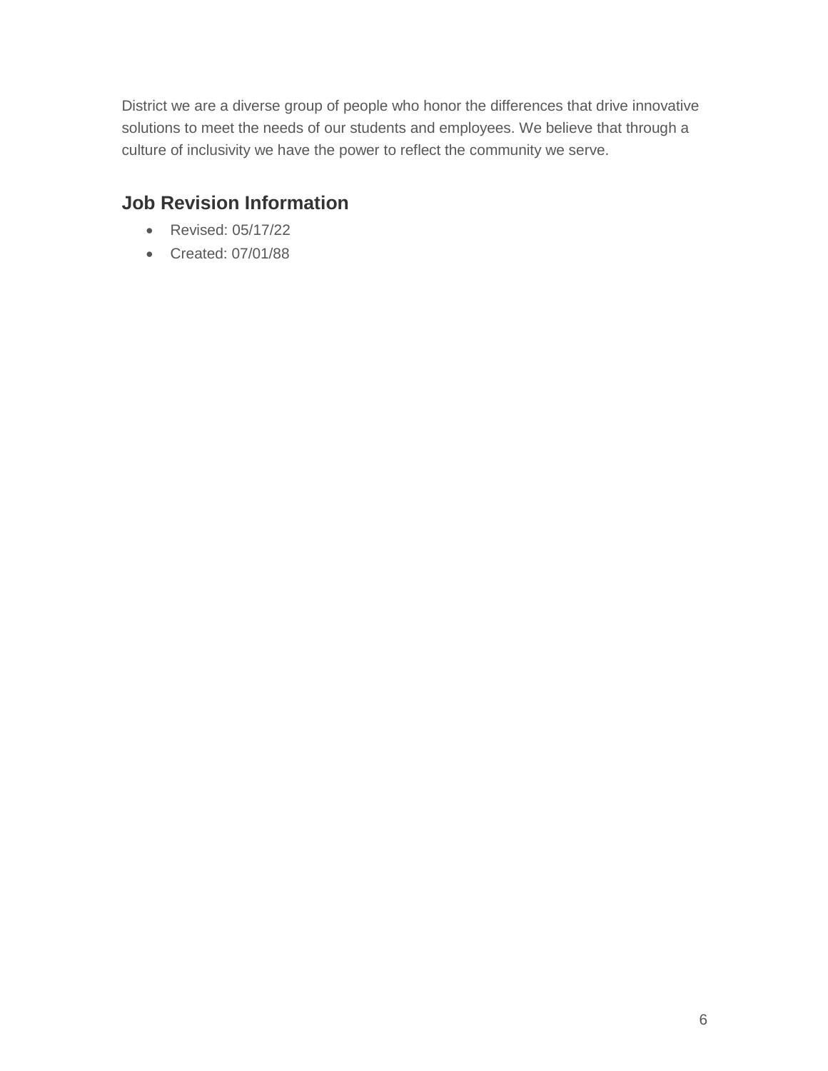District we are a diverse group of people who honor the differences that drive innovative solutions to meet the needs of our students and employees. We believe that through a culture of inclusivity we have the power to reflect the community we serve.

## Job Revision Information

- Revised: 05/17/22
- Created: 07/01/88